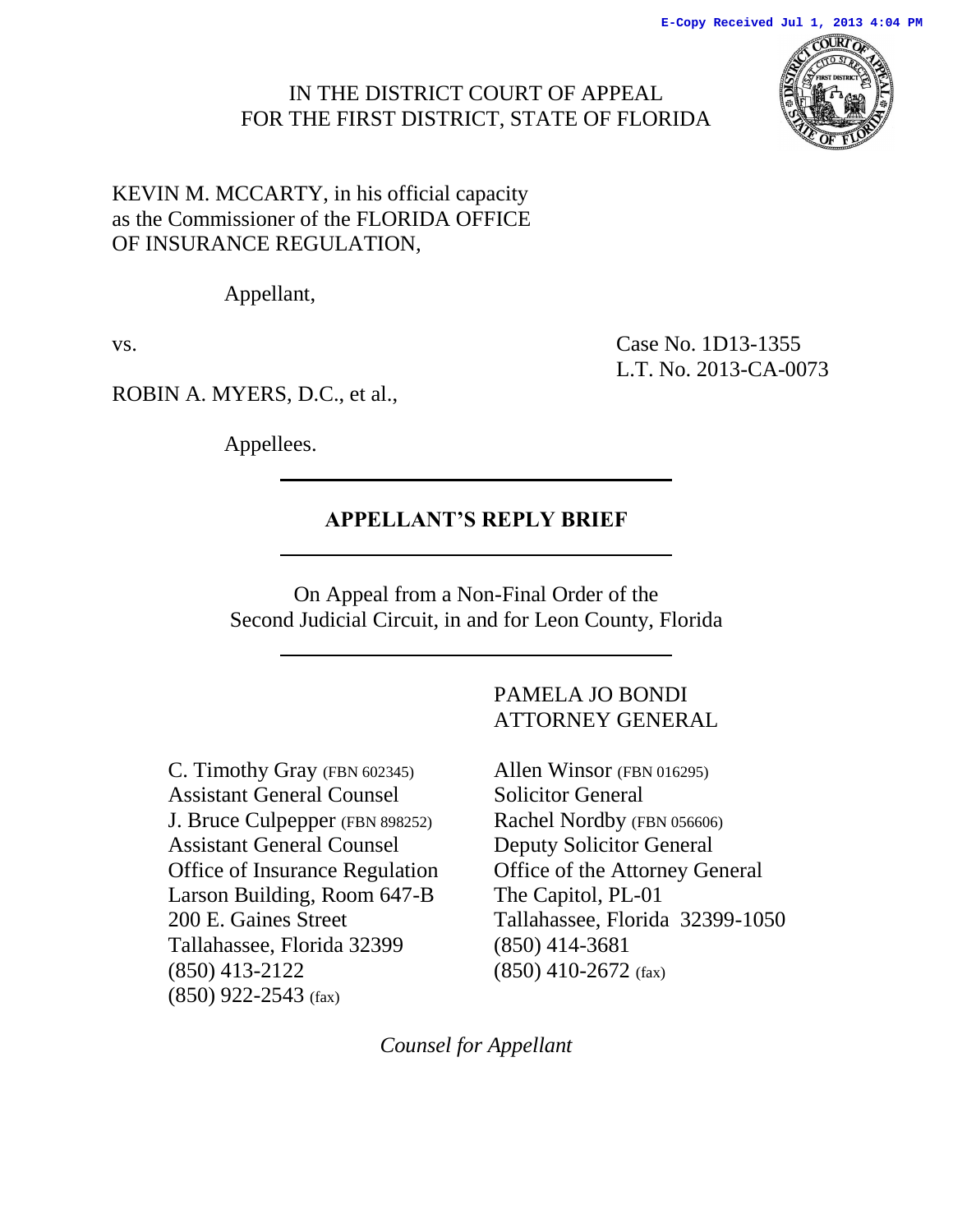E-Copy Received Jul 1, 2013 4:04 PM

IN THE DISTRICT COURT OF APPEAL
FOR THE FIRST DISTRICT, STATE OF FLORIDA

KEVIN M. MCCARTY, in his official capacity as the Commissioner of the FLORIDA OFFICE OF INSURANCE REGULATION,

Appellant,

vs.

Case No. 1D13-1355
L.T. No. 2013-CA-0073

ROBIN A. MYERS, D.C., et al.,

Appellees.

---

## APPELLANT'S REPLY BRIEF

---

On Appeal from a Non-Final Order of the
Second Judicial Circuit, in and for Leon County, Florida

---

PAMELA JO BONDI
ATTORNEY GENERAL

C. Timothy Gray (FBN 602345)
Assistant General Counsel
J. Bruce Culpepper (FBN 898252)
Assistant General Counsel
Office of Insurance Regulation
Larson Building, Room 647-B
200 E. Gaines Street
Tallahassee, Florida 32399
(850) 413-2122
(850) 922-2543 (fax)

Allen Winsor (FBN 016295)
Solicitor General
Rachel Nordby (FBN 056606)
Deputy Solicitor General
Office of the Attorney General
The Capitol, PL-01
Tallahassee, Florida 32399-1050
(850) 414-3681
(850) 410-2672 (fax)

*Counsel for Appellant*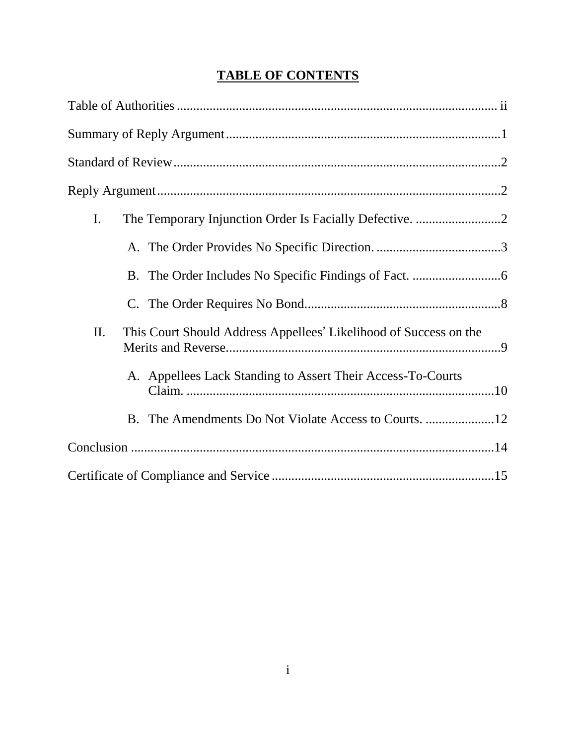# TABLE OF CONTENTS

Table of Authorities ii

Summary of Reply Argument 1

Standard of Review 2

Reply Argument 2

- I. The Temporary Injunction Order Is Facially Defective. 2
  - A. The Order Provides No Specific Direction. 3
  - B. The Order Includes No Specific Findings of Fact. 6
  - C. The Order Requires No Bond. 8
- II. This Court Should Address Appellees' Likelihood of Success on the Merits and Reverse. 9
  - A. Appellees Lack Standing to Assert Their Access-To-Courts Claim. 10
  - B. The Amendments Do Not Violate Access to Courts. 12

Conclusion 14

Certificate of Compliance and Service 15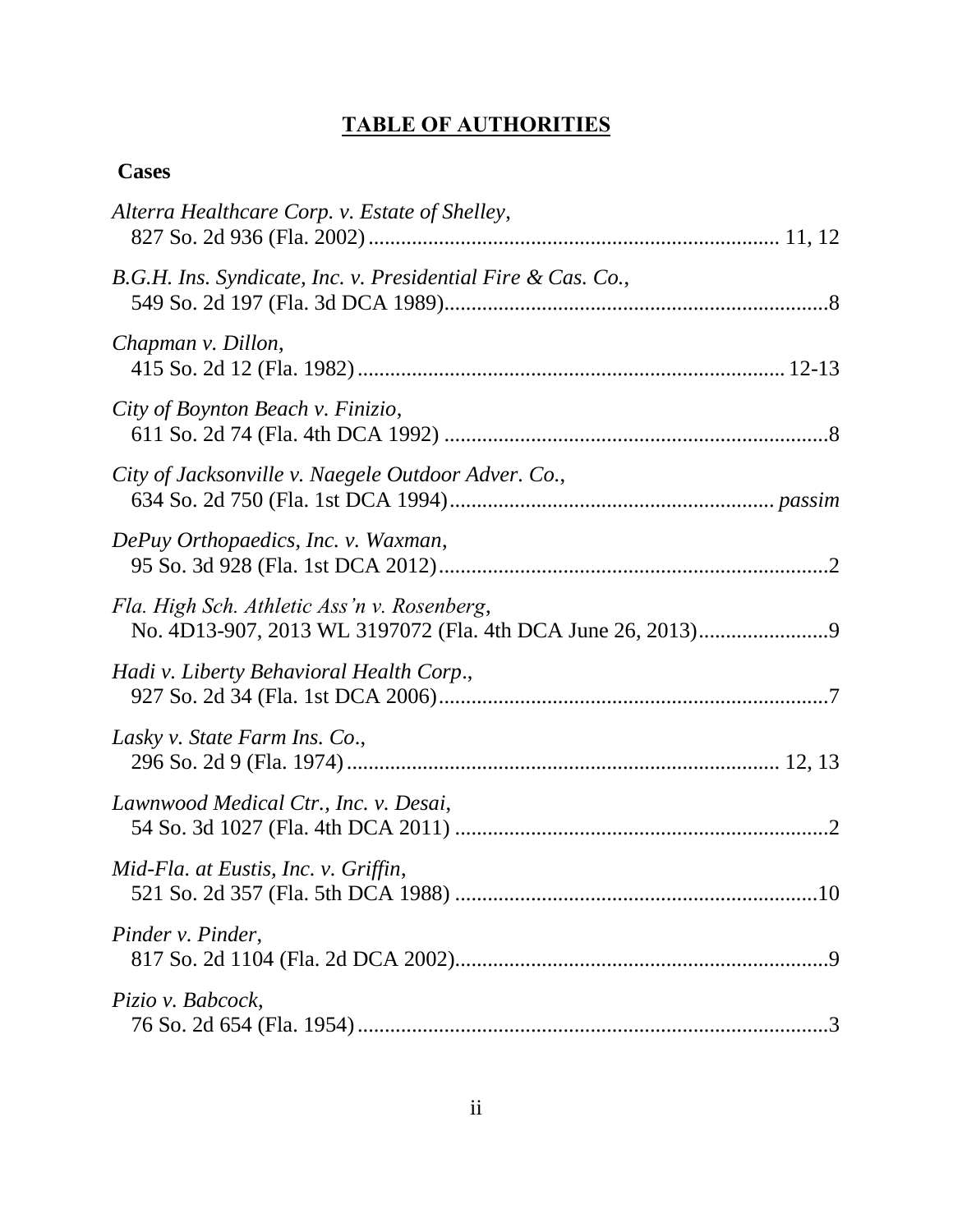# TABLE OF AUTHORITIES

## Cases

*Alterra Healthcare Corp. v. Estate of Shelley*,
827 So. 2d 936 (Fla. 2002) .......................................................................... 11, 12

*B.G.H. Ins. Syndicate, Inc. v. Presidential Fire & Cas. Co.*,
549 So. 2d 197 (Fla. 3d DCA 1989).......................................................................8

*Chapman v. Dillon*,
415 So. 2d 12 (Fla. 1982) ............................................................................. 12-13

*City of Boynton Beach v. Finizio*,
611 So. 2d 74 (Fla. 4th DCA 1992) .......................................................................8

*City of Jacksonville v. Naegele Outdoor Adver. Co.*,
634 So. 2d 750 (Fla. 1st DCA 1994)........................................................... *passim*

*DePuy Orthopaedics, Inc. v. Waxman*,
95 So. 3d 928 (Fla. 1st DCA 2012).......................................................................2

*Fla. High Sch. Athletic Ass'n v. Rosenberg*,
No. 4D13-907, 2013 WL 3197072 (Fla. 4th DCA June 26, 2013).......................9

*Hadi v. Liberty Behavioral Health Corp.*,
927 So. 2d 34 (Fla. 1st DCA 2006).......................................................................7

*Lasky v. State Farm Ins. Co.*,
296 So. 2d 9 (Fla. 1974)............................................................................... 12, 13

*Lawnwood Medical Ctr., Inc. v. Desai*,
54 So. 3d 1027 (Fla. 4th DCA 2011) .....................................................................2

*Mid-Fla. at Eustis, Inc. v. Griffin*,
521 So. 2d 357 (Fla. 5th DCA 1988) ...................................................................10

*Pinder v. Pinder*,
817 So. 2d 1104 (Fla. 2d DCA 2002).....................................................................9

*Pizio v. Babcock*,
76 So. 2d 654 (Fla. 1954) .......................................................................................3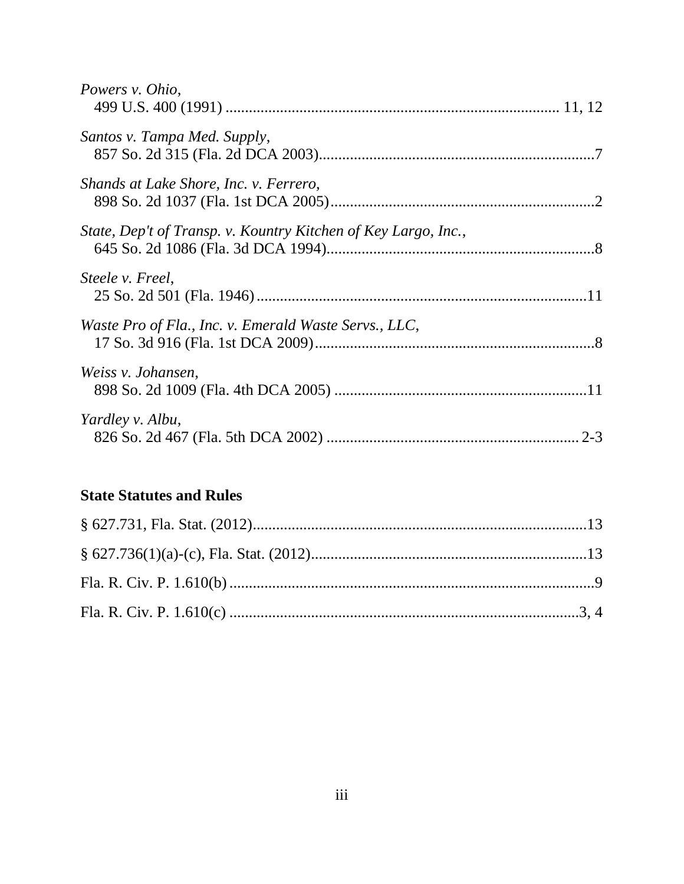*Powers v. Ohio*,
499 U.S. 400 (1991) .................................................................................... 11, 12

*Santos v. Tampa Med. Supply*,
857 So. 2d 315 (Fla. 2d DCA 2003).......................................................................7

*Shands at Lake Shore, Inc. v. Ferrero*,
898 So. 2d 1037 (Fla. 1st DCA 2005)....................................................................2

*State, Dep't of Transp. v. Kountry Kitchen of Key Largo, Inc.*,
645 So. 2d 1086 (Fla. 3d DCA 1994)....................................................................8

*Steele v. Freel*,
25 So. 2d 501 (Fla. 1946).....................................................................................11

*Waste Pro of Fla., Inc. v. Emerald Waste Servs., LLC*,
17 So. 3d 916 (Fla. 1st DCA 2009)........................................................................8

*Weiss v. Johansen*,
898 So. 2d 1009 (Fla. 4th DCA 2005) .................................................................11

*Yardley v. Albu*,
826 So. 2d 467 (Fla. 5th DCA 2002) ................................................................. 2-3

**State Statutes and Rules**

§ 627.731, Fla. Stat. (2012).......................................................................................13

§ 627.736(1)(a)-(c), Fla. Stat. (2012).......................................................................13

Fla. R. Civ. P. 1.610(b) ..............................................................................................9

Fla. R. Civ. P. 1.610(c) ...........................................................................................3, 4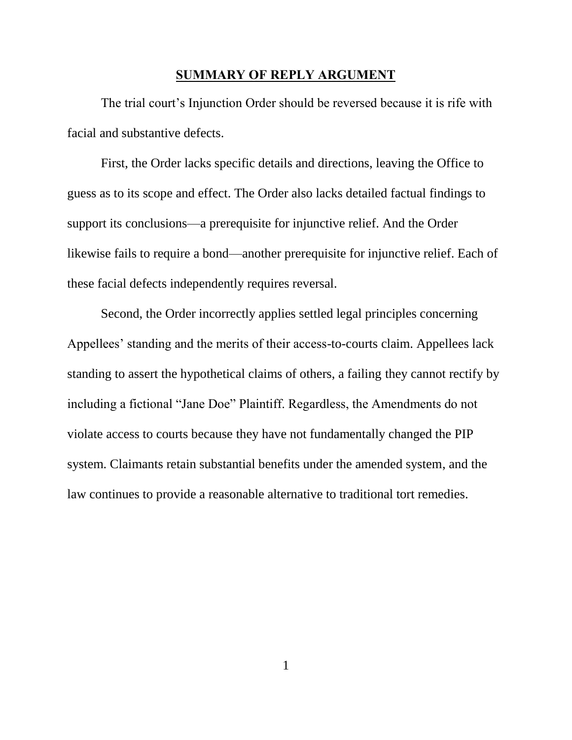## SUMMARY OF REPLY ARGUMENT

The trial court's Injunction Order should be reversed because it is rife with facial and substantive defects.

First, the Order lacks specific details and directions, leaving the Office to guess as to its scope and effect. The Order also lacks detailed factual findings to support its conclusions—a prerequisite for injunctive relief. And the Order likewise fails to require a bond—another prerequisite for injunctive relief. Each of these facial defects independently requires reversal.

Second, the Order incorrectly applies settled legal principles concerning Appellees' standing and the merits of their access-to-courts claim. Appellees lack standing to assert the hypothetical claims of others, a failing they cannot rectify by including a fictional "Jane Doe" Plaintiff. Regardless, the Amendments do not violate access to courts because they have not fundamentally changed the PIP system. Claimants retain substantial benefits under the amended system, and the law continues to provide a reasonable alternative to traditional tort remedies.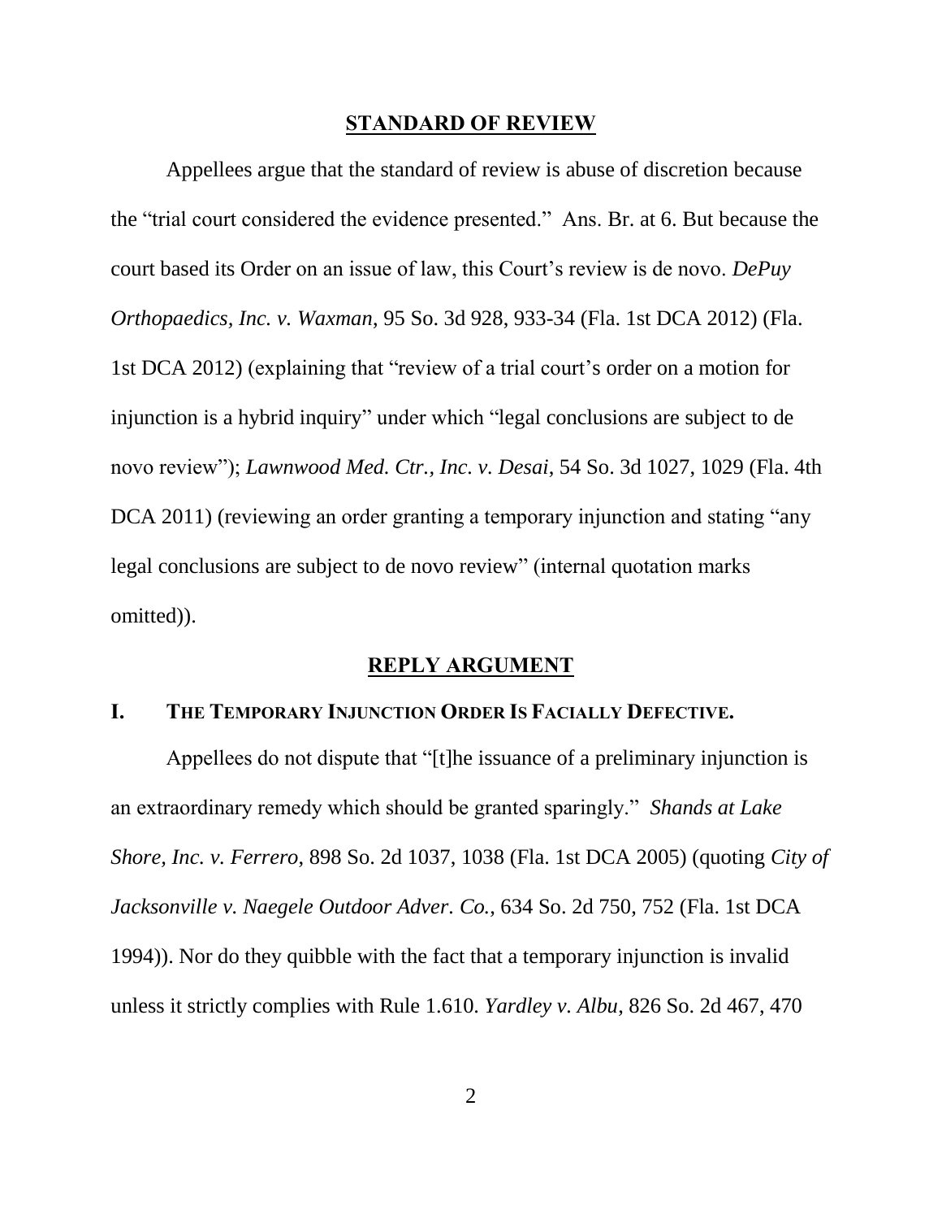## STANDARD OF REVIEW

Appellees argue that the standard of review is abuse of discretion because the "trial court considered the evidence presented." Ans. Br. at 6. But because the court based its Order on an issue of law, this Court's review is de novo. *DePuy Orthopaedics, Inc. v. Waxman*, 95 So. 3d 928, 933-34 (Fla. 1st DCA 2012) (Fla. 1st DCA 2012) (explaining that "review of a trial court's order on a motion for injunction is a hybrid inquiry" under which "legal conclusions are subject to de novo review"); *Lawnwood Med. Ctr., Inc. v. Desai*, 54 So. 3d 1027, 1029 (Fla. 4th DCA 2011) (reviewing an order granting a temporary injunction and stating "any legal conclusions are subject to de novo review" (internal quotation marks omitted)).

## REPLY ARGUMENT

### I. THE TEMPORARY INJUNCTION ORDER IS FACIALLY DEFECTIVE.

Appellees do not dispute that "[t]he issuance of a preliminary injunction is an extraordinary remedy which should be granted sparingly." *Shands at Lake Shore, Inc. v. Ferrero*, 898 So. 2d 1037, 1038 (Fla. 1st DCA 2005) (quoting *City of Jacksonville v. Naegele Outdoor Adver. Co.*, 634 So. 2d 750, 752 (Fla. 1st DCA 1994)). Nor do they quibble with the fact that a temporary injunction is invalid unless it strictly complies with Rule 1.610. *Yardley v. Albu*, 826 So. 2d 467, 470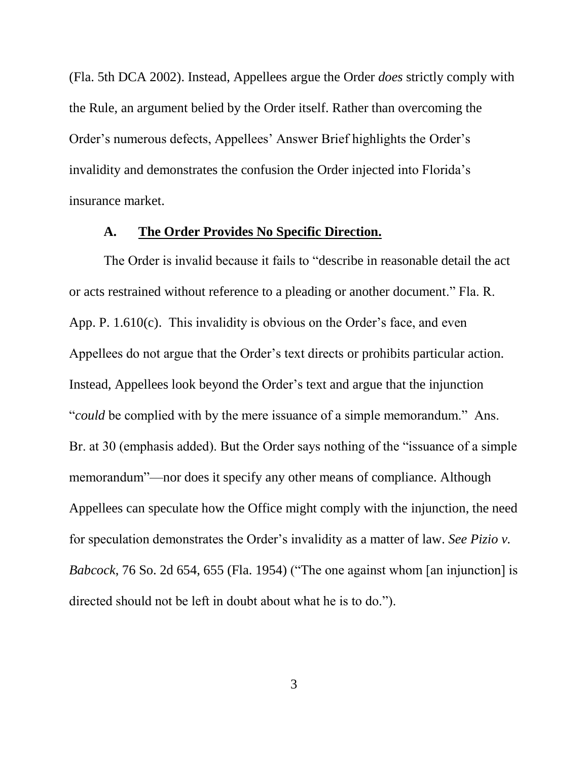(Fla. 5th DCA 2002). Instead, Appellees argue the Order *does* strictly comply with the Rule, an argument belied by the Order itself. Rather than overcoming the Order's numerous defects, Appellees' Answer Brief highlights the Order's invalidity and demonstrates the confusion the Order injected into Florida's insurance market.

### A. **The Order Provides No Specific Direction.**

The Order is invalid because it fails to "describe in reasonable detail the act or acts restrained without reference to a pleading or another document." Fla. R. App. P. 1.610(c). This invalidity is obvious on the Order's face, and even Appellees do not argue that the Order's text directs or prohibits particular action. Instead, Appellees look beyond the Order's text and argue that the injunction "*could* be complied with by the mere issuance of a simple memorandum." Ans. Br. at 30 (emphasis added). But the Order says nothing of the "issuance of a simple memorandum"—nor does it specify any other means of compliance. Although Appellees can speculate how the Office might comply with the injunction, the need for speculation demonstrates the Order's invalidity as a matter of law. *See Pizio v. Babcock*, 76 So. 2d 654, 655 (Fla. 1954) ("The one against whom [an injunction] is directed should not be left in doubt about what he is to do.").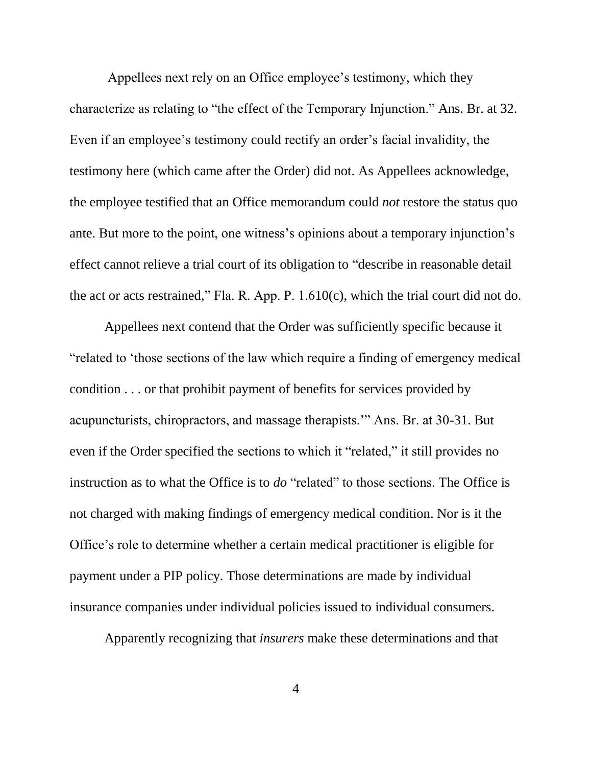Appellees next rely on an Office employee's testimony, which they characterize as relating to "the effect of the Temporary Injunction." Ans. Br. at 32. Even if an employee's testimony could rectify an order's facial invalidity, the testimony here (which came after the Order) did not. As Appellees acknowledge, the employee testified that an Office memorandum could *not* restore the status quo ante. But more to the point, one witness's opinions about a temporary injunction's effect cannot relieve a trial court of its obligation to "describe in reasonable detail the act or acts restrained," Fla. R. App. P. 1.610(c), which the trial court did not do.

Appellees next contend that the Order was sufficiently specific because it "related to 'those sections of the law which require a finding of emergency medical condition . . . or that prohibit payment of benefits for services provided by acupuncturists, chiropractors, and massage therapists.'" Ans. Br. at 30-31. But even if the Order specified the sections to which it "related," it still provides no instruction as to what the Office is to *do* "related" to those sections. The Office is not charged with making findings of emergency medical condition. Nor is it the Office's role to determine whether a certain medical practitioner is eligible for payment under a PIP policy. Those determinations are made by individual insurance companies under individual policies issued to individual consumers.

Apparently recognizing that *insurers* make these determinations and that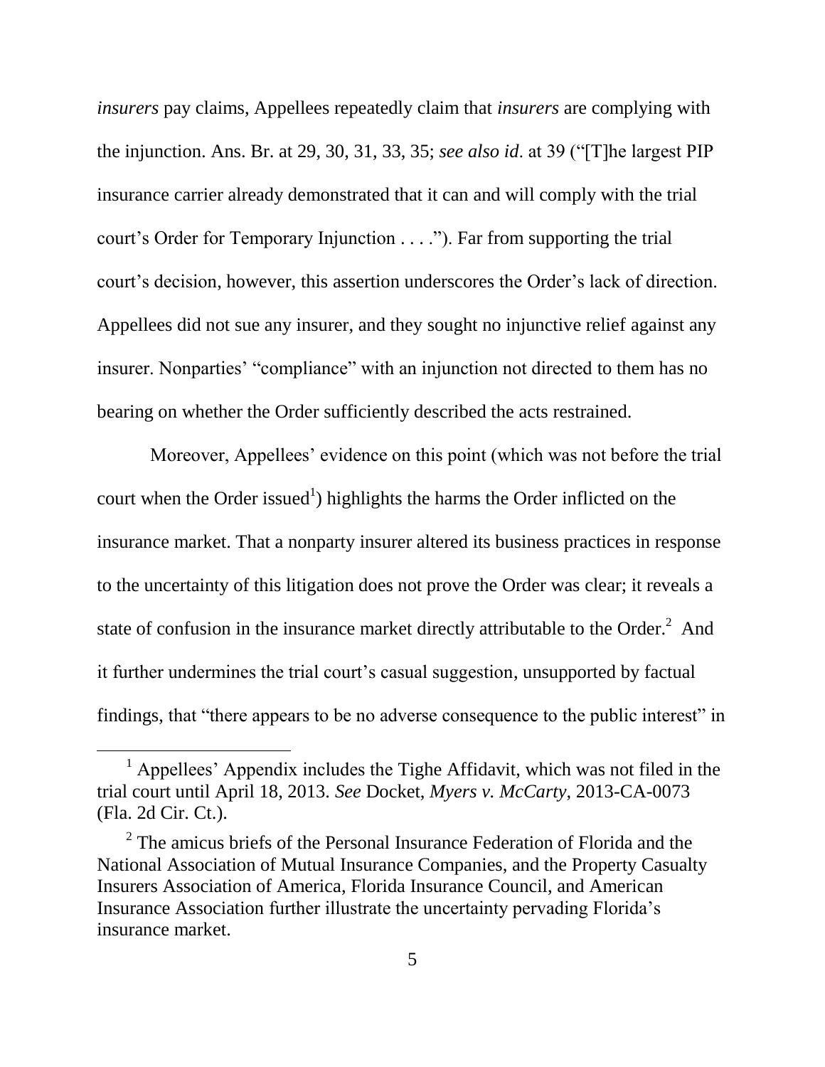*insurers* pay claims, Appellees repeatedly claim that *insurers* are complying with the injunction. Ans. Br. at 29, 30, 31, 33, 35; *see also id.* at 39 ("[T]he largest PIP insurance carrier already demonstrated that it can and will comply with the trial court's Order for Temporary Injunction . . . ."). Far from supporting the trial court's decision, however, this assertion underscores the Order's lack of direction. Appellees did not sue any insurer, and they sought no injunctive relief against any insurer. Nonparties' "compliance" with an injunction not directed to them has no bearing on whether the Order sufficiently described the acts restrained.

Moreover, Appellees' evidence on this point (which was not before the trial court when the Order issued[1]) highlights the harms the Order inflicted on the insurance market. That a nonparty insurer altered its business practices in response to the uncertainty of this litigation does not prove the Order was clear; it reveals a state of confusion in the insurance market directly attributable to the Order.[2] And it further undermines the trial court's casual suggestion, unsupported by factual findings, that "there appears to be no adverse consequence to the public interest" in

---

[1] Appellees' Appendix includes the Tighe Affidavit, which was not filed in the trial court until April 18, 2013. *See* Docket, *Myers v. McCarty*, 2013-CA-0073 (Fla. 2d Cir. Ct.).

[2] The amicus briefs of the Personal Insurance Federation of Florida and the National Association of Mutual Insurance Companies, and the Property Casualty Insurers Association of America, Florida Insurance Council, and American Insurance Association further illustrate the uncertainty pervading Florida's insurance market.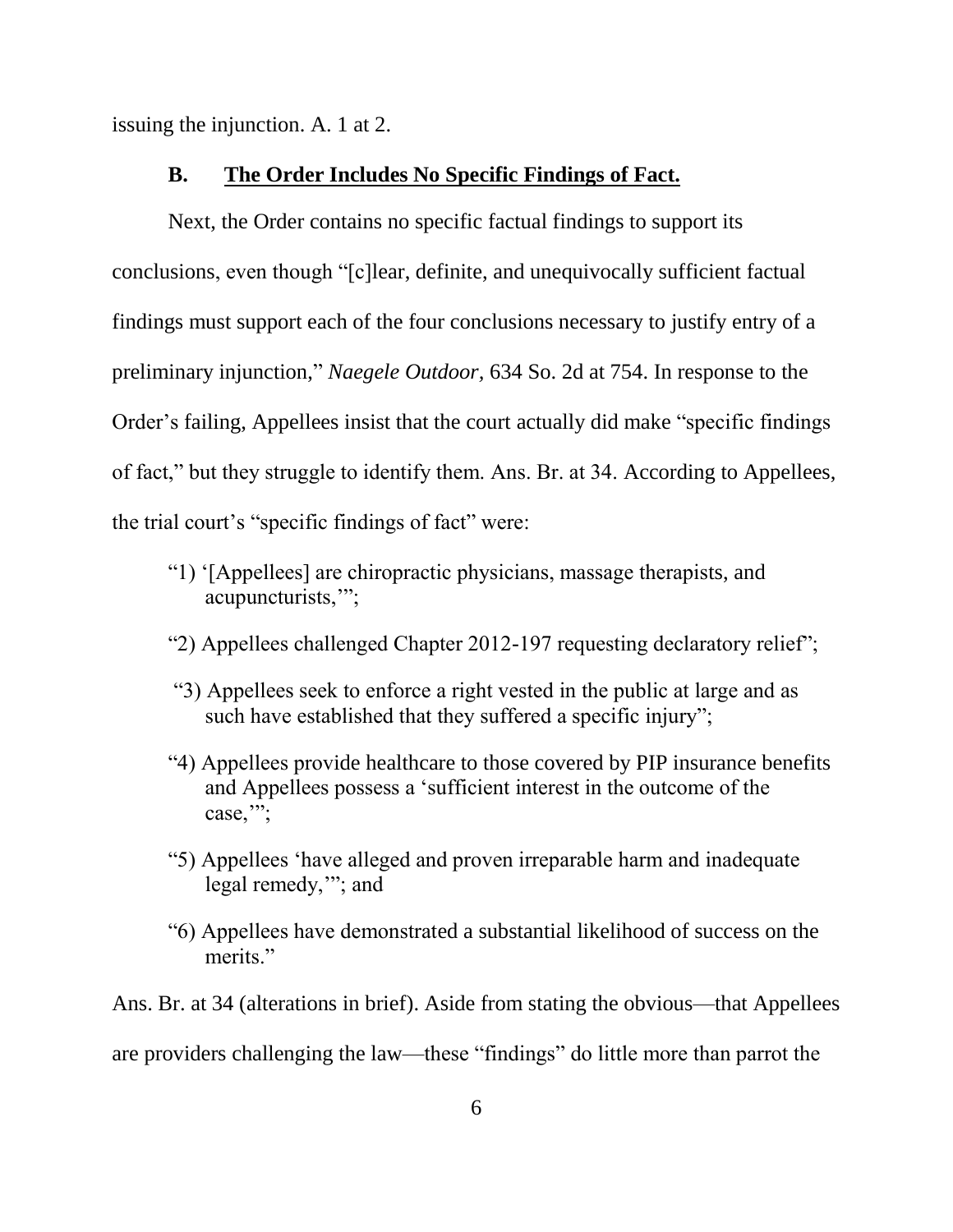issuing the injunction. A. 1 at 2.

### B. The Order Includes No Specific Findings of Fact.

Next, the Order contains no specific factual findings to support its conclusions, even though "[c]lear, definite, and unequivocally sufficient factual findings must support each of the four conclusions necessary to justify entry of a preliminary injunction," *Naegele Outdoor*, 634 So. 2d at 754. In response to the Order's failing, Appellees insist that the court actually did make "specific findings of fact," but they struggle to identify them. Ans. Br. at 34. According to Appellees, the trial court's "specific findings of fact" were:

> "1) '[Appellees] are chiropractic physicians, massage therapists, and acupuncturists,'";
>
> "2) Appellees challenged Chapter 2012-197 requesting declaratory relief";
>
> "3) Appellees seek to enforce a right vested in the public at large and as such have established that they suffered a specific injury";
>
> "4) Appellees provide healthcare to those covered by PIP insurance benefits and Appellees possess a 'sufficient interest in the outcome of the case,'";
>
> "5) Appellees 'have alleged and proven irreparable harm and inadequate legal remedy,'"; and
>
> "6) Appellees have demonstrated a substantial likelihood of success on the merits."

Ans. Br. at 34 (alterations in brief). Aside from stating the obvious—that Appellees are providers challenging the law—these "findings" do little more than parrot the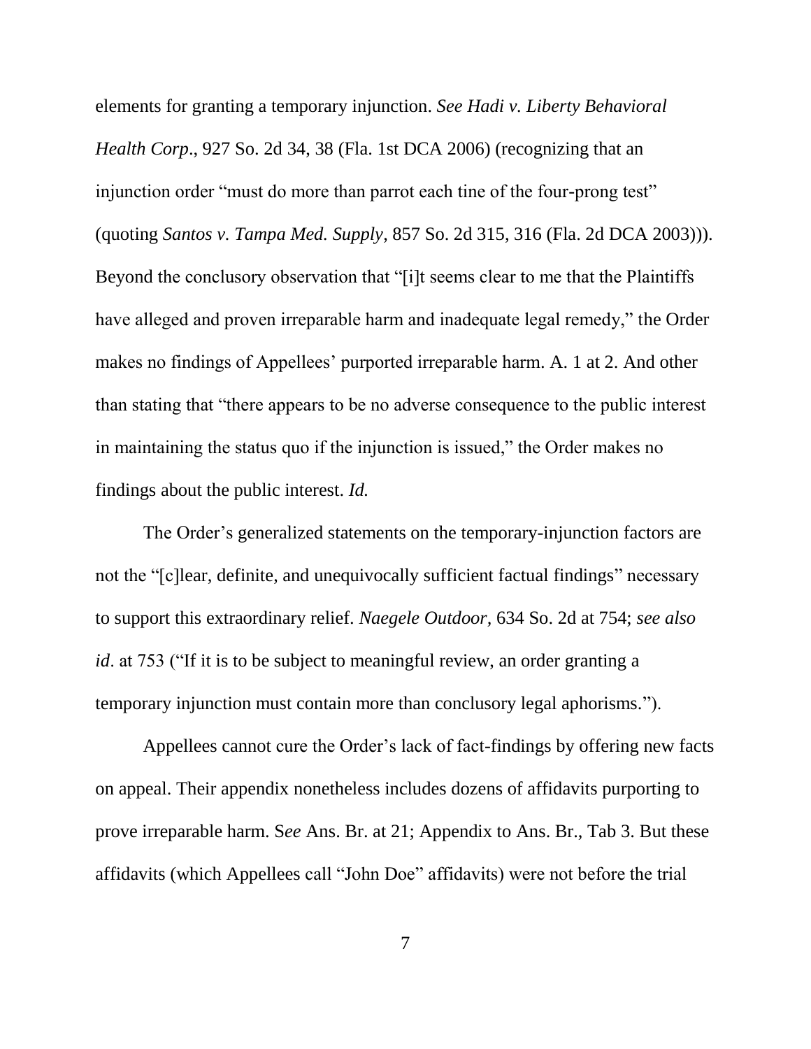elements for granting a temporary injunction. *See Hadi v. Liberty Behavioral Health Corp*., 927 So. 2d 34, 38 (Fla. 1st DCA 2006) (recognizing that an injunction order "must do more than parrot each tine of the four-prong test" (quoting *Santos v. Tampa Med. Supply*, 857 So. 2d 315, 316 (Fla. 2d DCA 2003))). Beyond the conclusory observation that "[i]t seems clear to me that the Plaintiffs have alleged and proven irreparable harm and inadequate legal remedy," the Order makes no findings of Appellees' purported irreparable harm. A. 1 at 2. And other than stating that "there appears to be no adverse consequence to the public interest in maintaining the status quo if the injunction is issued," the Order makes no findings about the public interest. *Id.*

The Order's generalized statements on the temporary-injunction factors are not the "[c]lear, definite, and unequivocally sufficient factual findings" necessary to support this extraordinary relief. *Naegele Outdoor*, 634 So. 2d at 754; *see also id*. at 753 ("If it is to be subject to meaningful review, an order granting a temporary injunction must contain more than conclusory legal aphorisms.").

Appellees cannot cure the Order's lack of fact-findings by offering new facts on appeal. Their appendix nonetheless includes dozens of affidavits purporting to prove irreparable harm. S*ee* Ans. Br. at 21; Appendix to Ans. Br., Tab 3. But these affidavits (which Appellees call "John Doe" affidavits) were not before the trial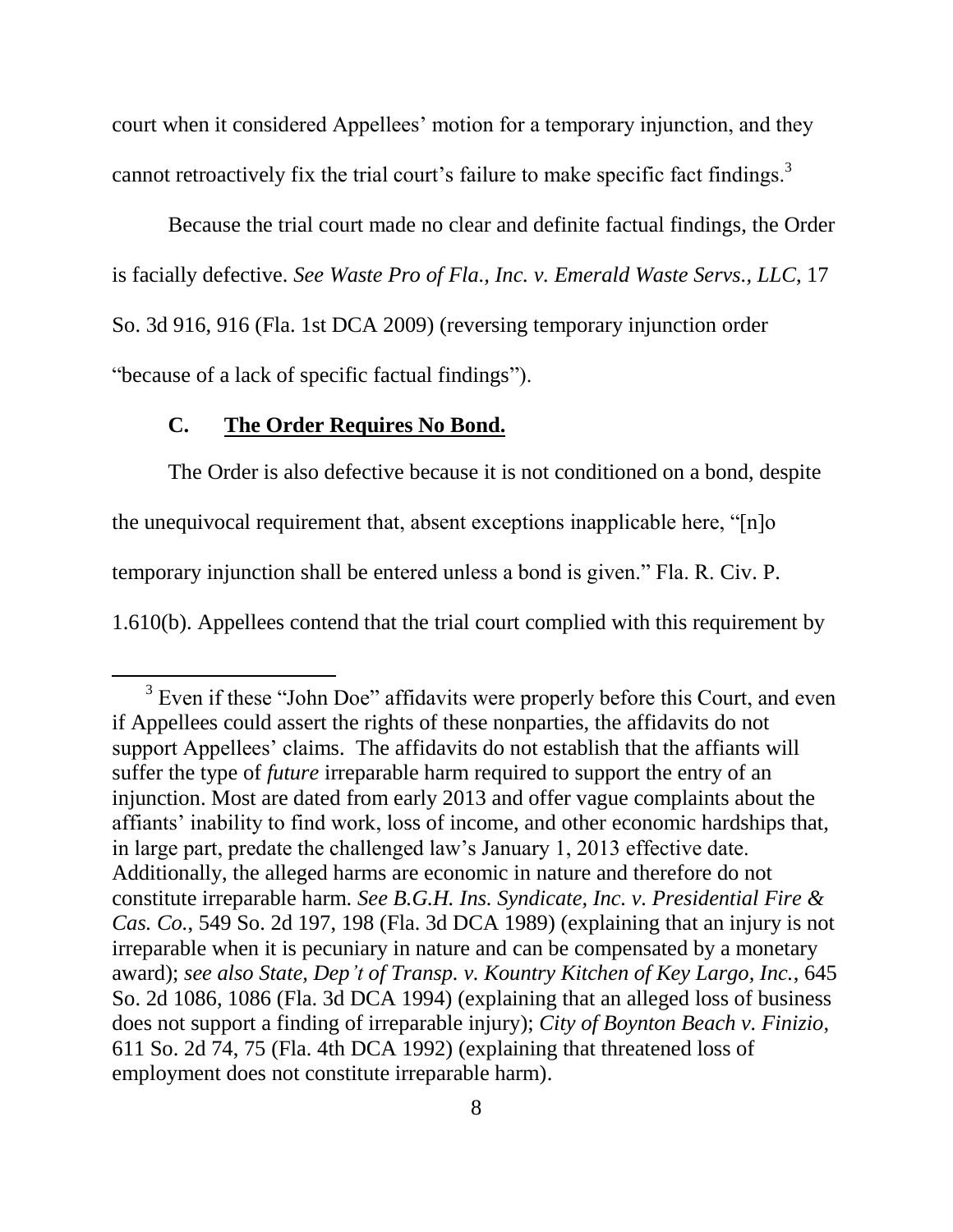court when it considered Appellees' motion for a temporary injunction, and they cannot retroactively fix the trial court's failure to make specific fact findings.[3]

Because the trial court made no clear and definite factual findings, the Order is facially defective. *See Waste Pro of Fla., Inc. v. Emerald Waste Servs., LLC*, 17 So. 3d 916, 916 (Fla. 1st DCA 2009) (reversing temporary injunction order "because of a lack of specific factual findings").

### C. <u>The Order Requires No Bond.</u>

The Order is also defective because it is not conditioned on a bond, despite the unequivocal requirement that, absent exceptions inapplicable here, "[n]o temporary injunction shall be entered unless a bond is given." Fla. R. Civ. P. 1.610(b). Appellees contend that the trial court complied with this requirement by

---

[3] Even if these "John Doe" affidavits were properly before this Court, and even if Appellees could assert the rights of these nonparties, the affidavits do not support Appellees' claims. The affidavits do not establish that the affiants will suffer the type of *future* irreparable harm required to support the entry of an injunction. Most are dated from early 2013 and offer vague complaints about the affiants' inability to find work, loss of income, and other economic hardships that, in large part, predate the challenged law's January 1, 2013 effective date. Additionally, the alleged harms are economic in nature and therefore do not constitute irreparable harm. *See B.G.H. Ins. Syndicate, Inc. v. Presidential Fire & Cas. Co.*, 549 So. 2d 197, 198 (Fla. 3d DCA 1989) (explaining that an injury is not irreparable when it is pecuniary in nature and can be compensated by a monetary award); *see also State, Dep't of Transp. v. Kountry Kitchen of Key Largo, Inc.*, 645 So. 2d 1086, 1086 (Fla. 3d DCA 1994) (explaining that an alleged loss of business does not support a finding of irreparable injury); *City of Boynton Beach v. Finizio*, 611 So. 2d 74, 75 (Fla. 4th DCA 1992) (explaining that threatened loss of employment does not constitute irreparable harm).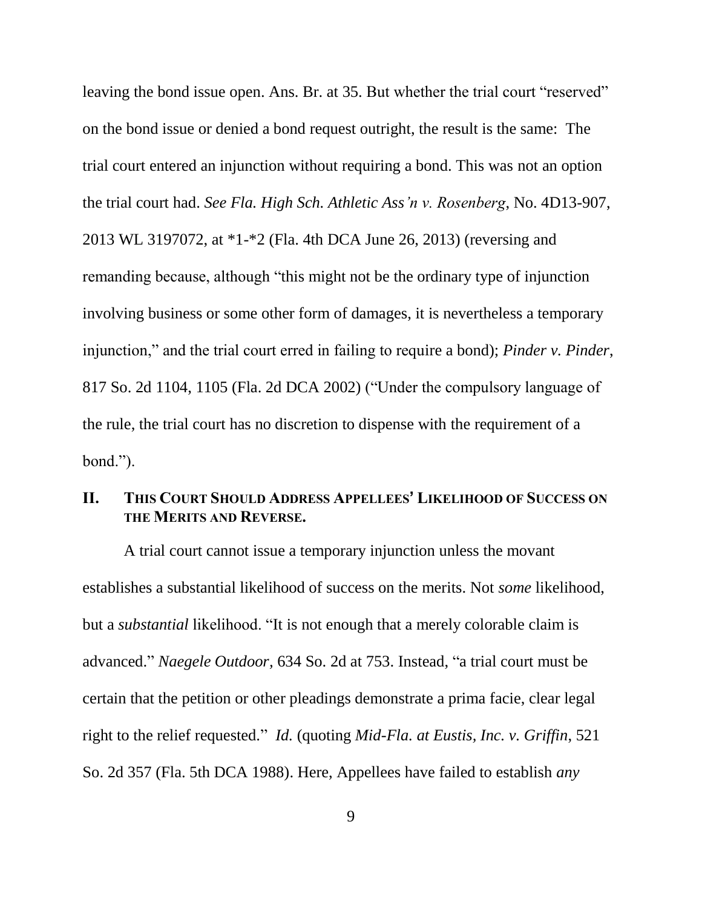leaving the bond issue open. Ans. Br. at 35. But whether the trial court "reserved" on the bond issue or denied a bond request outright, the result is the same: The trial court entered an injunction without requiring a bond. This was not an option the trial court had. *See Fla. High Sch. Athletic Ass'n v. Rosenberg*, No. 4D13-907, 2013 WL 3197072, at *1-*2 (Fla. 4th DCA June 26, 2013) (reversing and remanding because, although "this might not be the ordinary type of injunction involving business or some other form of damages, it is nevertheless a temporary injunction," and the trial court erred in failing to require a bond); *Pinder v. Pinder*, 817 So. 2d 1104, 1105 (Fla. 2d DCA 2002) ("Under the compulsory language of the rule, the trial court has no discretion to dispense with the requirement of a bond.").

## II. THIS COURT SHOULD ADDRESS APPELLEES' LIKELIHOOD OF SUCCESS ON THE MERITS AND REVERSE.

A trial court cannot issue a temporary injunction unless the movant establishes a substantial likelihood of success on the merits. Not *some* likelihood, but a *substantial* likelihood. "It is not enough that a merely colorable claim is advanced." *Naegele Outdoor,* 634 So. 2d at 753. Instead, "a trial court must be certain that the petition or other pleadings demonstrate a prima facie, clear legal right to the relief requested." *Id.* (quoting *Mid-Fla. at Eustis, Inc. v. Griffin*, 521 So. 2d 357 (Fla. 5th DCA 1988). Here, Appellees have failed to establish *any*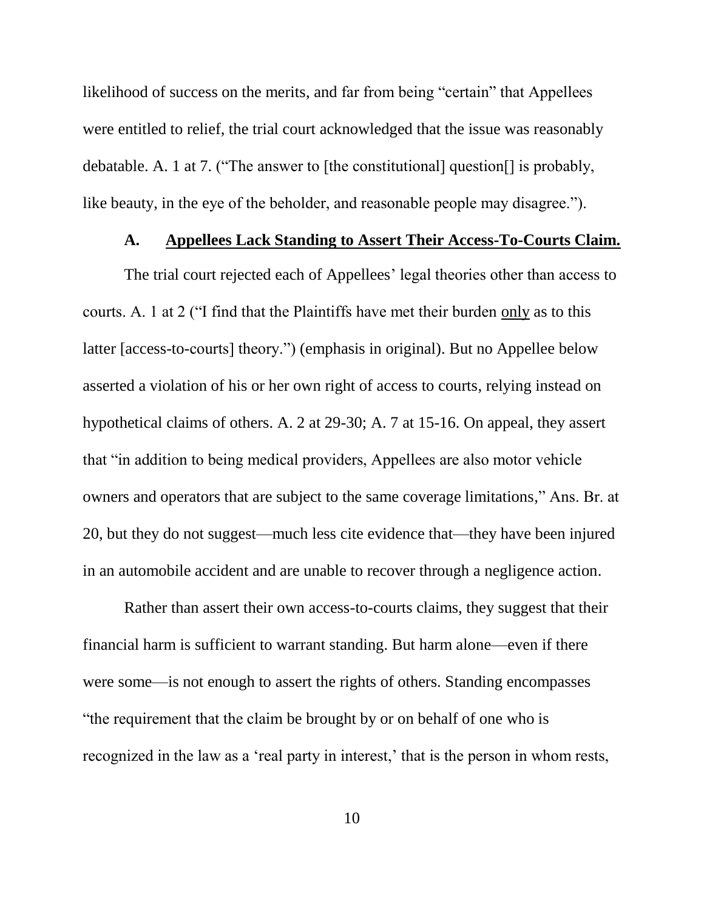likelihood of success on the merits, and far from being "certain" that Appellees were entitled to relief, the trial court acknowledged that the issue was reasonably debatable. A. 1 at 7. ("The answer to [the constitutional] question[] is probably, like beauty, in the eye of the beholder, and reasonable people may disagree.").

### A. Appellees Lack Standing to Assert Their Access-To-Courts Claim.

The trial court rejected each of Appellees' legal theories other than access to courts. A. 1 at 2 ("I find that the Plaintiffs have met their burden only as to this latter [access-to-courts] theory.") (emphasis in original). But no Appellee below asserted a violation of his or her own right of access to courts, relying instead on hypothetical claims of others. A. 2 at 29-30; A. 7 at 15-16. On appeal, they assert that "in addition to being medical providers, Appellees are also motor vehicle owners and operators that are subject to the same coverage limitations," Ans. Br. at 20, but they do not suggest—much less cite evidence that—they have been injured in an automobile accident and are unable to recover through a negligence action.

Rather than assert their own access-to-courts claims, they suggest that their financial harm is sufficient to warrant standing. But harm alone—even if there were some—is not enough to assert the rights of others. Standing encompasses "the requirement that the claim be brought by or on behalf of one who is recognized in the law as a 'real party in interest,' that is the person in whom rests,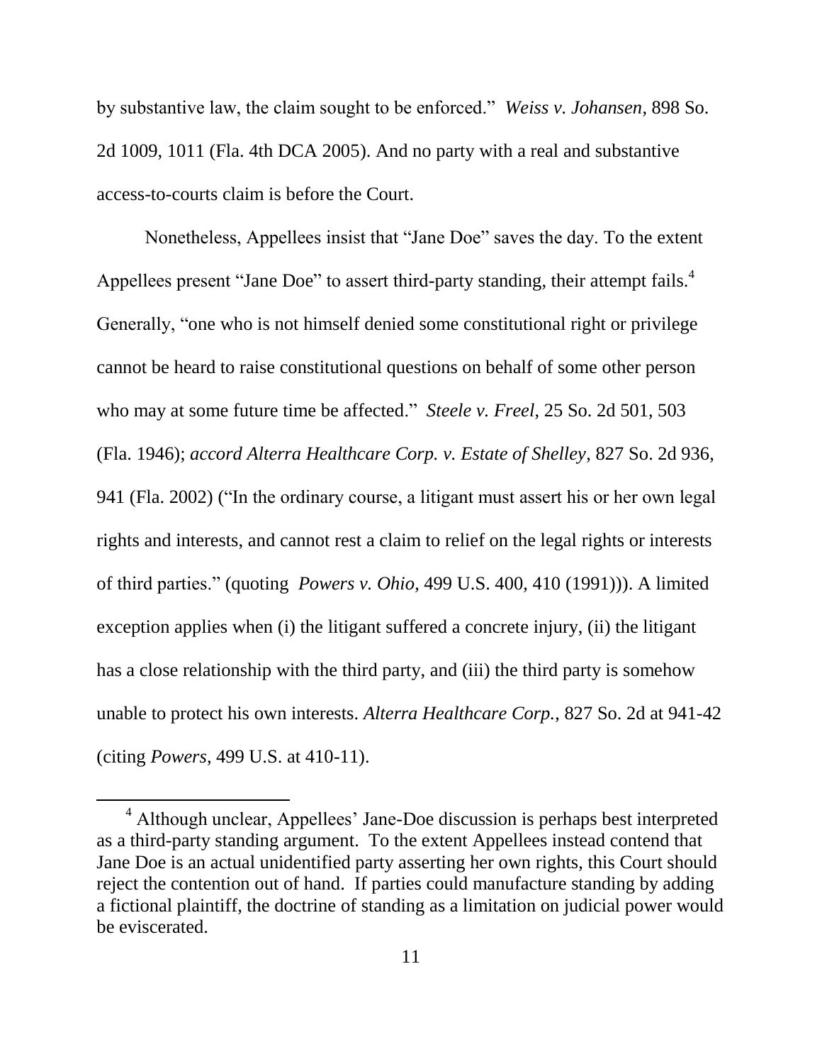by substantive law, the claim sought to be enforced." *Weiss v. Johansen*, 898 So. 2d 1009, 1011 (Fla. 4th DCA 2005). And no party with a real and substantive access-to-courts claim is before the Court.

Nonetheless, Appellees insist that "Jane Doe" saves the day. To the extent Appellees present "Jane Doe" to assert third-party standing, their attempt fails.[4] Generally, "one who is not himself denied some constitutional right or privilege cannot be heard to raise constitutional questions on behalf of some other person who may at some future time be affected." *Steele v. Freel*, 25 So. 2d 501, 503 (Fla. 1946); *accord Alterra Healthcare Corp. v. Estate of Shelley*, 827 So. 2d 936, 941 (Fla. 2002) ("In the ordinary course, a litigant must assert his or her own legal rights and interests, and cannot rest a claim to relief on the legal rights or interests of third parties." (quoting *Powers v. Ohio*, 499 U.S. 400, 410 (1991))). A limited exception applies when (i) the litigant suffered a concrete injury, (ii) the litigant has a close relationship with the third party, and (iii) the third party is somehow unable to protect his own interests. *Alterra Healthcare Corp.*, 827 So. 2d at 941-42 (citing *Powers*, 499 U.S. at 410-11).

---

[4] Although unclear, Appellees' Jane-Doe discussion is perhaps best interpreted as a third-party standing argument. To the extent Appellees instead contend that Jane Doe is an actual unidentified party asserting her own rights, this Court should reject the contention out of hand. If parties could manufacture standing by adding a fictional plaintiff, the doctrine of standing as a limitation on judicial power would be eviscerated.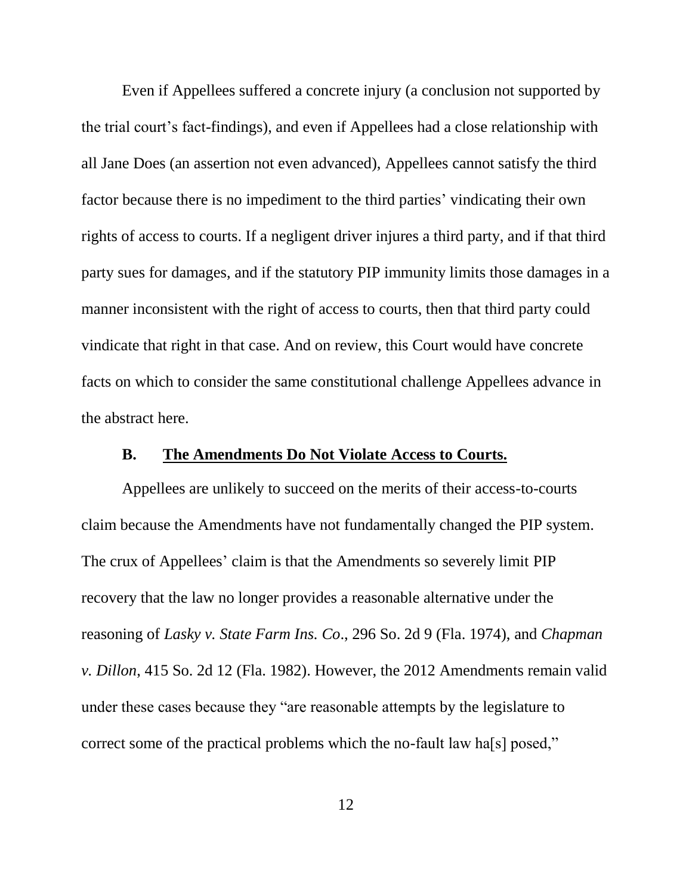Even if Appellees suffered a concrete injury (a conclusion not supported by the trial court's fact-findings), and even if Appellees had a close relationship with all Jane Does (an assertion not even advanced), Appellees cannot satisfy the third factor because there is no impediment to the third parties' vindicating their own rights of access to courts. If a negligent driver injures a third party, and if that third party sues for damages, and if the statutory PIP immunity limits those damages in a manner inconsistent with the right of access to courts, then that third party could vindicate that right in that case. And on review, this Court would have concrete facts on which to consider the same constitutional challenge Appellees advance in the abstract here.

### **B. <u>The Amendments Do Not Violate Access to Courts.</u>**

Appellees are unlikely to succeed on the merits of their access-to-courts claim because the Amendments have not fundamentally changed the PIP system. The crux of Appellees' claim is that the Amendments so severely limit PIP recovery that the law no longer provides a reasonable alternative under the reasoning of *Lasky v. State Farm Ins. Co*., 296 So. 2d 9 (Fla. 1974), and *Chapman v. Dillon*, 415 So. 2d 12 (Fla. 1982). However, the 2012 Amendments remain valid under these cases because they "are reasonable attempts by the legislature to correct some of the practical problems which the no-fault law ha[s] posed,"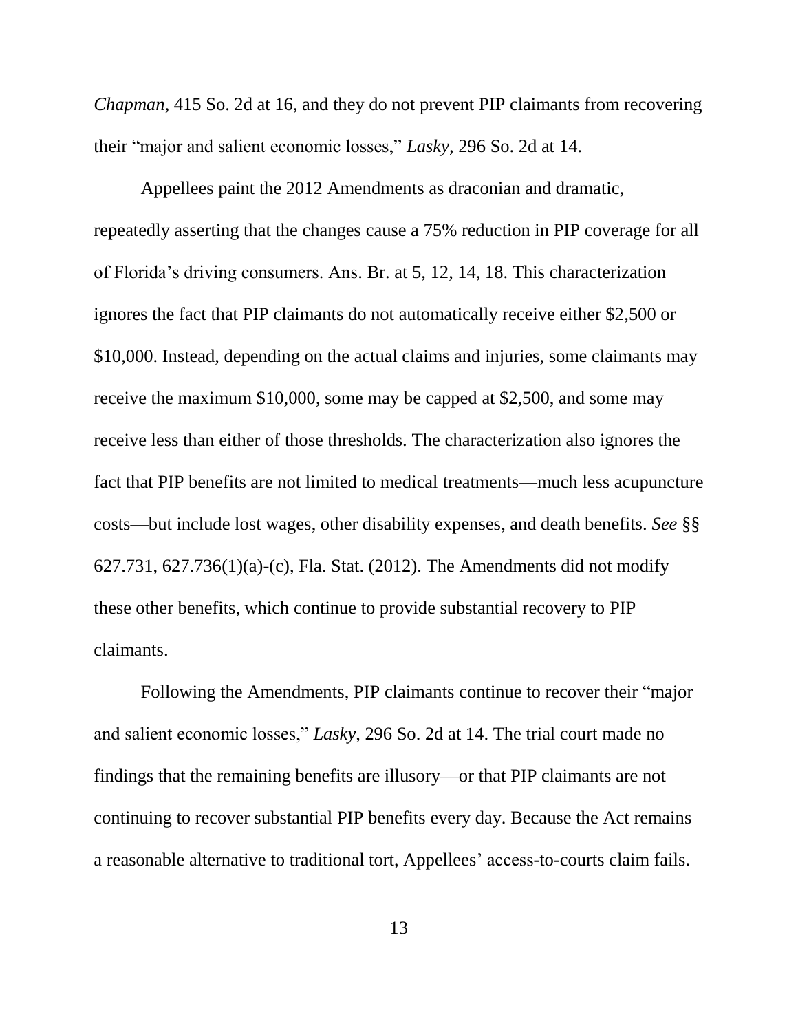*Chapman*, 415 So. 2d at 16, and they do not prevent PIP claimants from recovering their "major and salient economic losses," *Lasky*, 296 So. 2d at 14.

Appellees paint the 2012 Amendments as draconian and dramatic, repeatedly asserting that the changes cause a 75% reduction in PIP coverage for all of Florida's driving consumers. Ans. Br. at 5, 12, 14, 18. This characterization ignores the fact that PIP claimants do not automatically receive either $2,500 or $10,000. Instead, depending on the actual claims and injuries, some claimants may receive the maximum $10,000, some may be capped at $2,500, and some may receive less than either of those thresholds. The characterization also ignores the fact that PIP benefits are not limited to medical treatments—much less acupuncture costs—but include lost wages, other disability expenses, and death benefits. *See* §§ 627.731, 627.736(1)(a)-(c), Fla. Stat. (2012). The Amendments did not modify these other benefits, which continue to provide substantial recovery to PIP claimants.

Following the Amendments, PIP claimants continue to recover their "major and salient economic losses," *Lasky*, 296 So. 2d at 14. The trial court made no findings that the remaining benefits are illusory—or that PIP claimants are not continuing to recover substantial PIP benefits every day. Because the Act remains a reasonable alternative to traditional tort, Appellees' access-to-courts claim fails.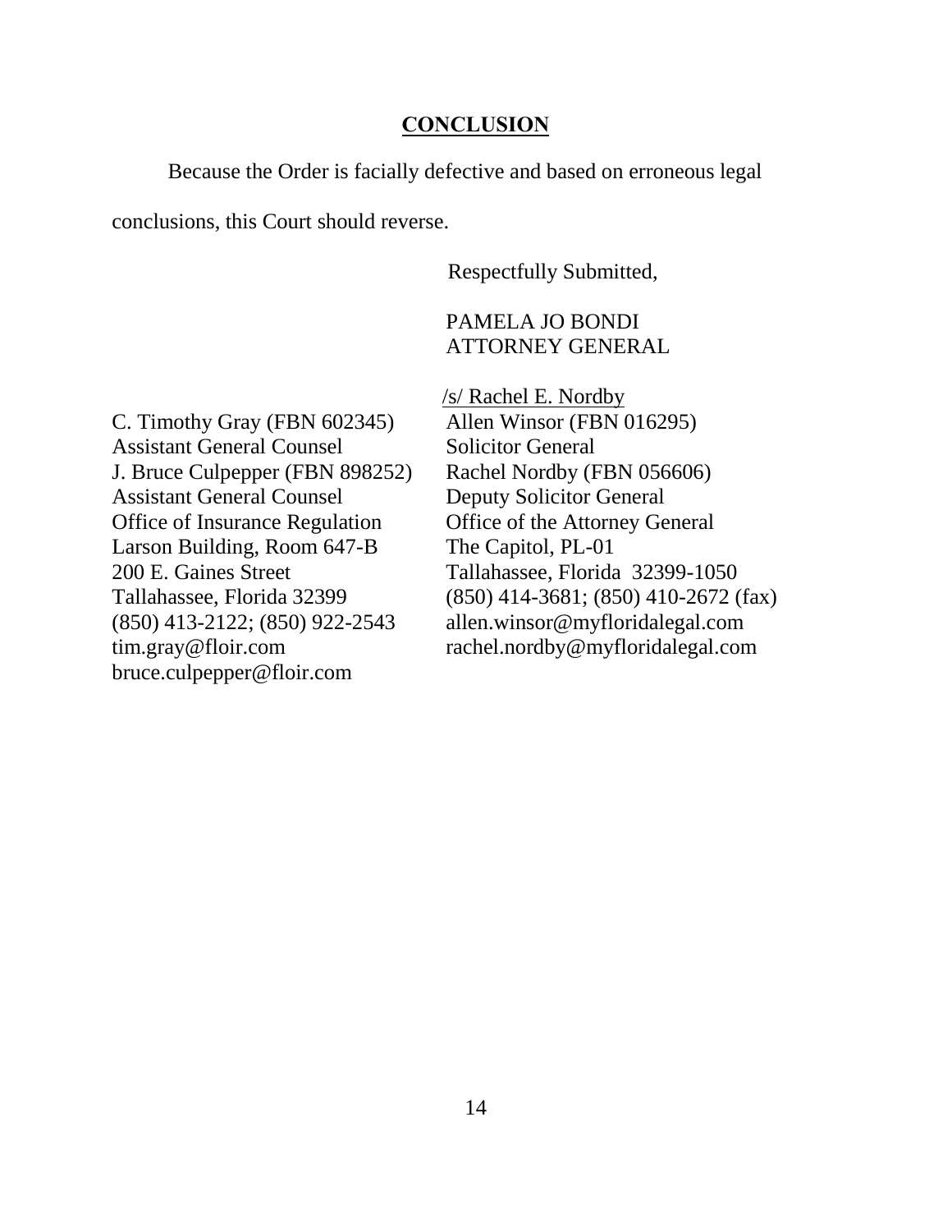## CONCLUSION

Because the Order is facially defective and based on erroneous legal conclusions, this Court should reverse.

Respectfully Submitted,

PAMELA JO BONDI
ATTORNEY GENERAL

/s/ Rachel E. Nordby

Allen Winsor (FBN 016295)
Solicitor General
Rachel Nordby (FBN 056606)
Deputy Solicitor General
Office of the Attorney General
The Capitol, PL-01
Tallahassee, Florida 32399-1050
(850) 414-3681; (850) 410-2672 (fax)
allen.winsor@myfloridalegal.com
rachel.nordby@myfloridalegal.com

C. Timothy Gray (FBN 602345)
Assistant General Counsel
J. Bruce Culpepper (FBN 898252)
Assistant General Counsel
Office of Insurance Regulation
Larson Building, Room 647-B
200 E. Gaines Street
Tallahassee, Florida 32399
(850) 413-2122; (850) 922-2543
tim.gray@floir.com
bruce.culpepper@floir.com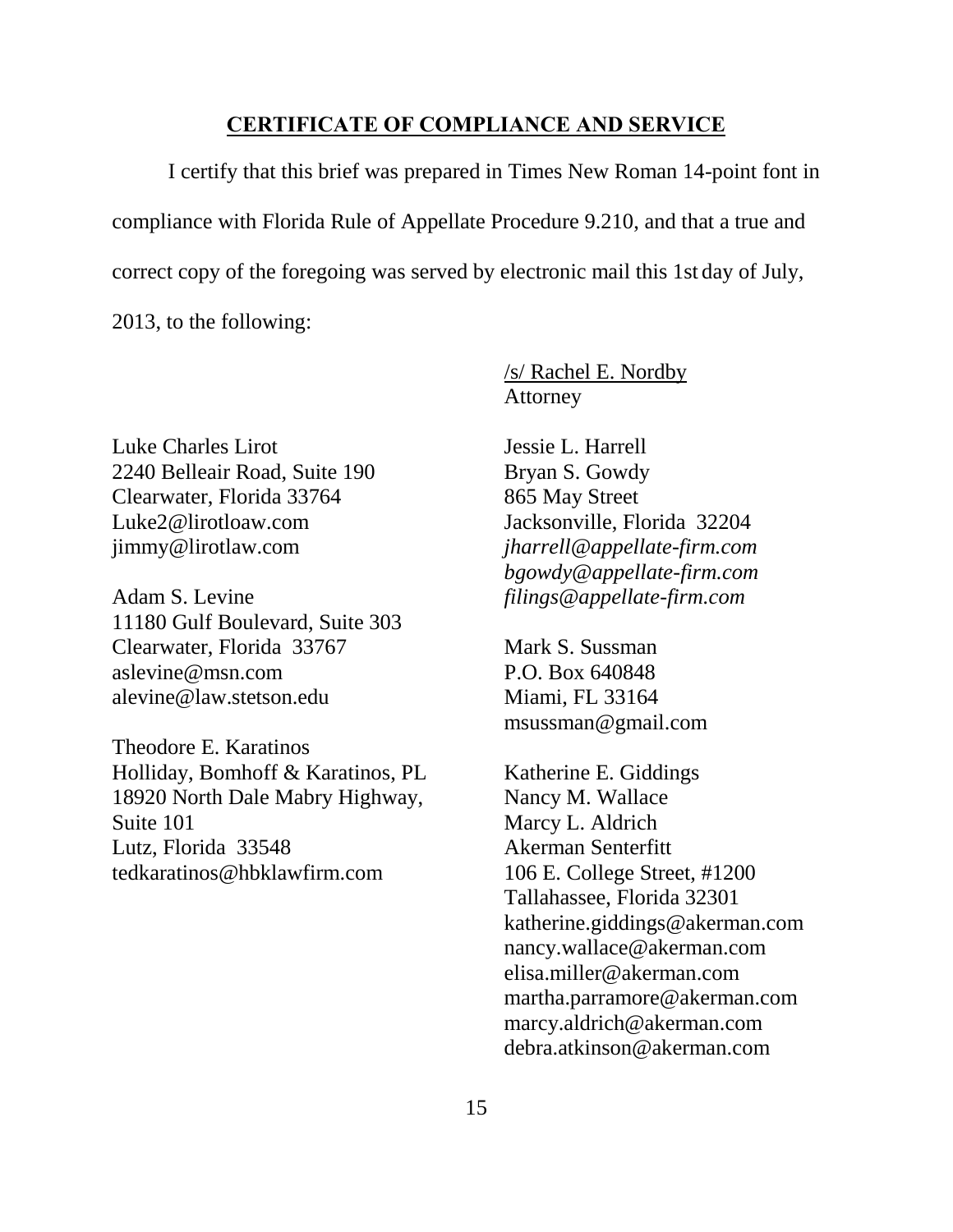## CERTIFICATE OF COMPLIANCE AND SERVICE

I certify that this brief was prepared in Times New Roman 14-point font in compliance with Florida Rule of Appellate Procedure 9.210, and that a true and correct copy of the foregoing was served by electronic mail this 1st day of July, 2013, to the following:

/s/ Rachel E. Nordby
Attorney

Luke Charles Lirot
2240 Belleair Road, Suite 190
Clearwater, Florida 33764
Luke2@lirotloaw.com
jimmy@lirotlaw.com

Adam S. Levine
11180 Gulf Boulevard, Suite 303
Clearwater, Florida 33767
aslevine@msn.com
alevine@law.stetson.edu

Theodore E. Karatinos
Holliday, Bomhoff & Karatinos, PL
18920 North Dale Mabry Highway, Suite 101
Lutz, Florida 33548
tedkaratinos@hbklawfirm.com

Jessie L. Harrell
Bryan S. Gowdy
865 May Street
Jacksonville, Florida 32204
*jharrell@appellate-firm.com*
*bgowdy@appellate-firm.com*
*filings@appellate-firm.com*

Mark S. Sussman
P.O. Box 640848
Miami, FL 33164
msussman@gmail.com

Katherine E. Giddings
Nancy M. Wallace
Marcy L. Aldrich
Akerman Senterfitt
106 E. College Street, #1200
Tallahassee, Florida 32301
katherine.giddings@akerman.com
nancy.wallace@akerman.com
elisa.miller@akerman.com
martha.parramore@akerman.com
marcy.aldrich@akerman.com
debra.atkinson@akerman.com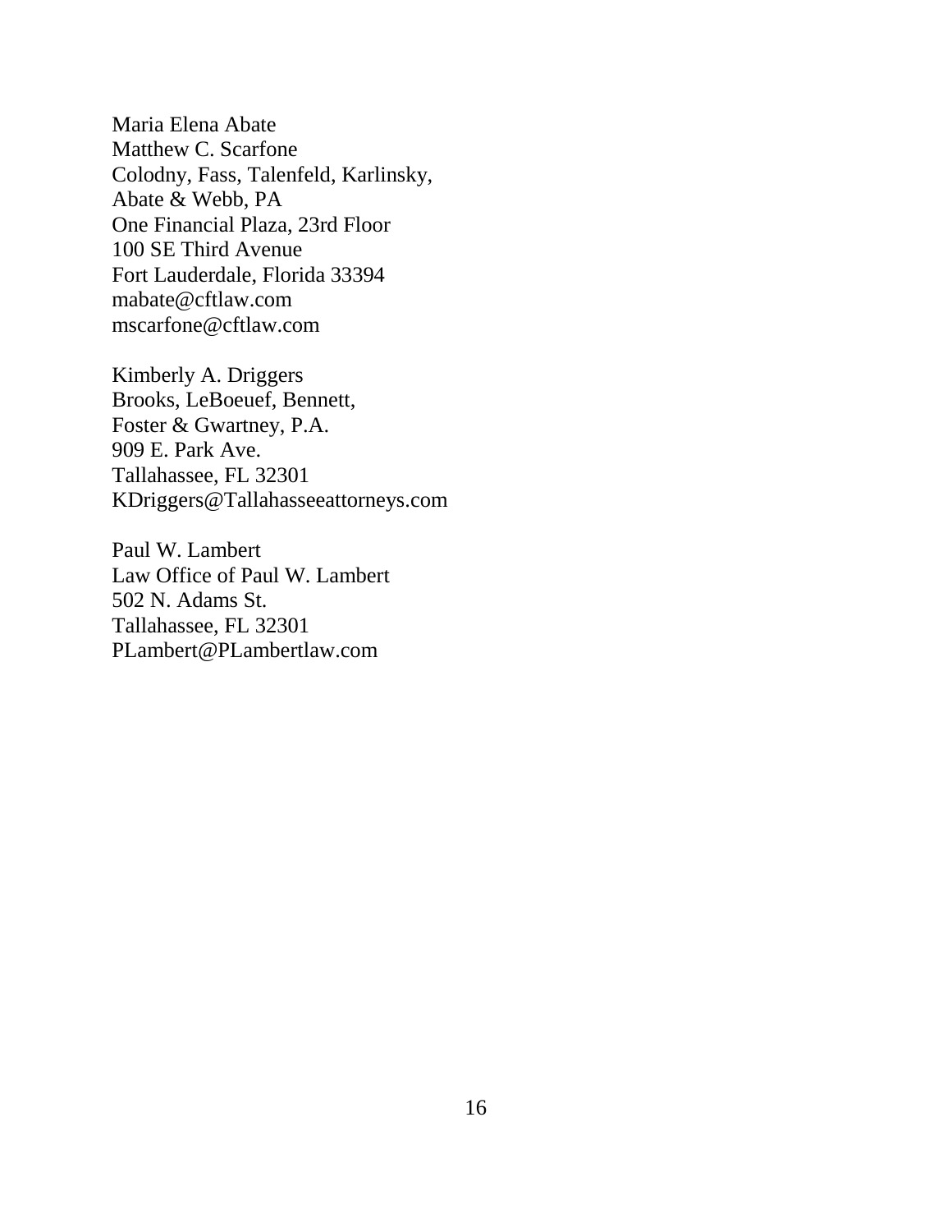Maria Elena Abate
Matthew C. Scarfone
Colodny, Fass, Talenfeld, Karlinsky,
Abate & Webb, PA
One Financial Plaza, 23rd Floor
100 SE Third Avenue
Fort Lauderdale, Florida 33394
mabate@cftlaw.com
mscarfone@cftlaw.com

Kimberly A. Driggers
Brooks, LeBoeuef, Bennett,
Foster & Gwartney, P.A.
909 E. Park Ave.
Tallahassee, FL 32301
KDriggers@Tallahasseeattorneys.com

Paul W. Lambert
Law Office of Paul W. Lambert
502 N. Adams St.
Tallahassee, FL 32301
PLambert@PLambertlaw.com